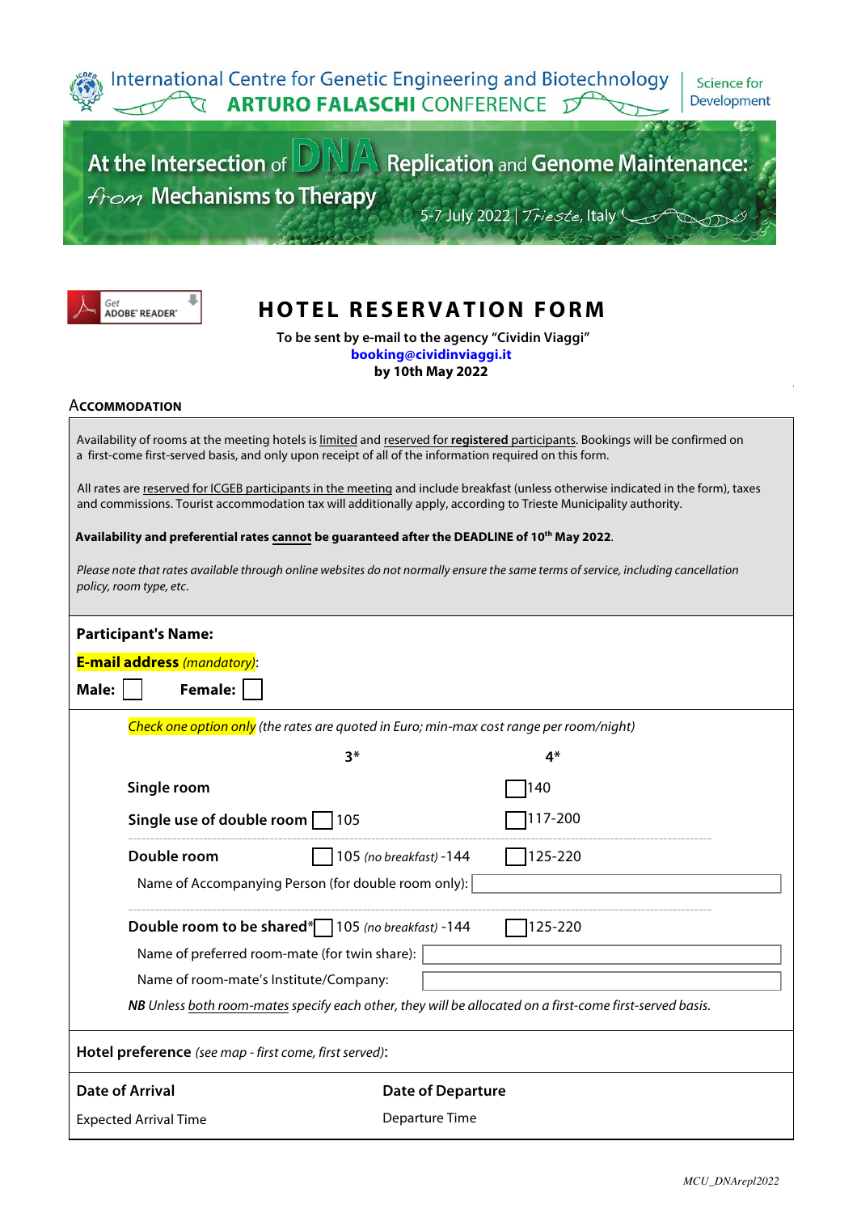International Centre for Genetic Engineering and Biotechnology | Science for Development

ARTURO FALASCHI CONFERENCE

# At the Intersection of DNA Replication and Genome Maintenance: from Mechanisms to Therapy

5-7 July 2022 | Trieste, Italy

Get ADOBE® READER®

# HOTEL RESERVATION FORM

**To be sent by e-mail to the agency "Cividin Viaggi"**
**booking@cividinviaggi.it**
**by 10th May 2022**

## ACCOMMODATION

Availability of rooms at the meeting hotels is limited and reserved for **registered** participants. Bookings will be confirmed on a first-come first-served basis, and only upon receipt of all of the information required on this form.

All rates are reserved for ICGEB participants in the meeting and include breakfast (unless otherwise indicated in the form), taxes and commissions. Tourist accommodation tax will additionally apply, according to Trieste Municipality authority.

**Availability and preferential rates cannot be guaranteed after the DEADLINE of 10th May 2022**.

*Please note that rates available through online websites do not normally ensure the same terms of service, including cancellation policy, room type, etc.*

**Participant's Name:**

**E-mail address** *(mandatory)*:

**Male:** ☐ **Female:** ☐

*Check one option only (the rates are quoted in Euro; min-max cost range per room/night)*

| | 3* | 4* |
|---|---|---|
| **Single room** | | ☐ 140 |
| **Single use of double room** | ☐ 105 | ☐ 117-200 |
| **Double room** | ☐ 105 *(no breakfast)* -144 | ☐ 125-220 |
| **Double room to be shared*** | ☐ 105 *(no breakfast)* -144 | ☐ 125-220 |

Name of Accompanying Person (for double room only):

Name of preferred room-mate (for twin share):

Name of room-mate's Institute/Company:

***NB** Unless both room-mates specify each other, they will be allocated on a first-come first-served basis.*

**Hotel preference** *(see map - first come, first served)*:

**Date of Arrival**

Expected Arrival Time

**Date of Departure**

Departure Time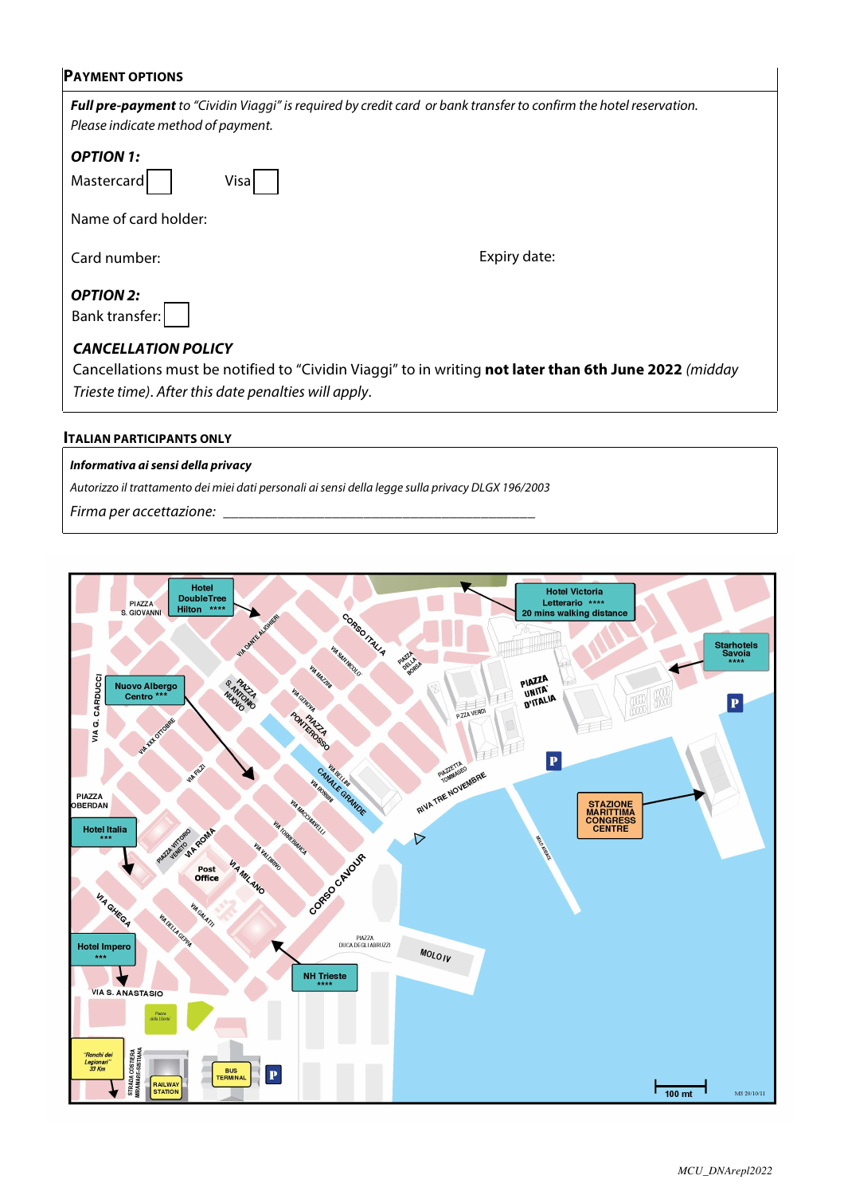## PAYMENT OPTIONS

***Full pre-payment*** *to "Cividin Viaggi" is required by credit card or bank transfer to confirm the hotel reservation. Please indicate method of payment.*

***OPTION 1:***

Mastercard ☐ Visa ☐

Name of card holder:

Card number: Expiry date:

***OPTION 2:***

Bank transfer: ☐

***CANCELLATION POLICY***

Cancellations must be notified to "Cividin Viaggi" to in writing **not later than 6th June 2022** *(midday Trieste time). After this date penalties will apply.*

## ITALIAN PARTICIPANTS ONLY

***Informativa ai sensi della privacy***

*Autorizzo il trattamento dei miei dati personali ai sensi della legge sulla privacy DLGX 196/2003*

*Firma per accettazione:* ___________________________________________

Hotel DoubleTree Hilton ****

Hotel Victoria Letterario ****
20 mins walking distance

Starhotels Savoia ****

Nuovo Albergo Centro ***

Hotel Italia ***

Hotel Impero ***

NH Trieste ****

STAZIONE MARITTIMA CONGRESS CENTRE

Post Office

"Ronchi dei Legionari" 33 Km

RAILWAY STATION

BUS TERMINAL

PIAZZA S. GIOVANNI
VIA DANTE ALIGHIERI
CORSO ITALIA
VIA SAN NICOLO'
PIAZZA DELLA BORSA
VIA MAZZINI
VIA G. CARDUCCI
PIAZZA S. ANTONIO NUOVO
VIA GENOVA
PIAZZA PONTEROSSO
PIAZZA UNITA' D'ITALIA
P.ZZA VERDI
VIA XXX OTTOBRE
VIA FILZI
VIA BELLINI
CANALE GRANDE
VIA ROSSINI
PIAZZETTA TOMMASEO
RIVA TRE NOVEMBRE
MOLO AUDACE
PIAZZA OBERDAN
VIA MACCHIAVELLI
VIA TORREBIANCA
PIAZZA VITTORIO VENETO
VIA ROMA
VIA MILANO
VIA VALDIRIVO
CORSO CAVOUR
VIA GHEGA
VIA GALATTI
VIA DELLA GEPPA
PIAZZA DUCA DEGLI ABRUZZI
MOLO IV
VIA S. ANASTASIO
Piazza della Libertà
STRADA COSTIERA MIRAMARE-SISTIANA

100 mt

MS 20/10/11